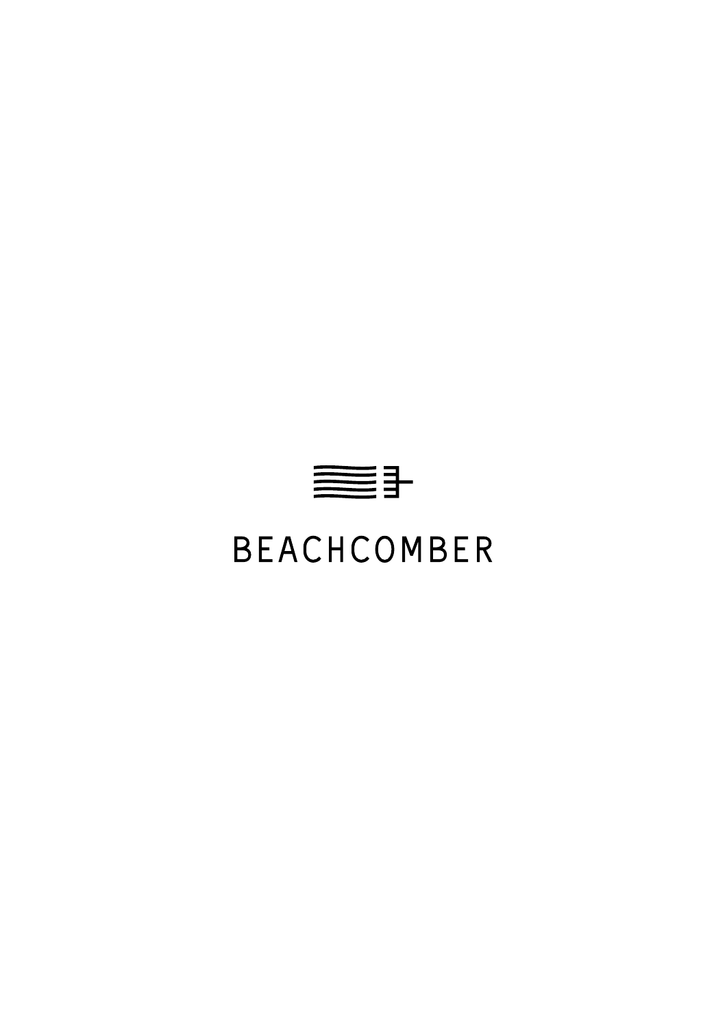BEACHCOMBER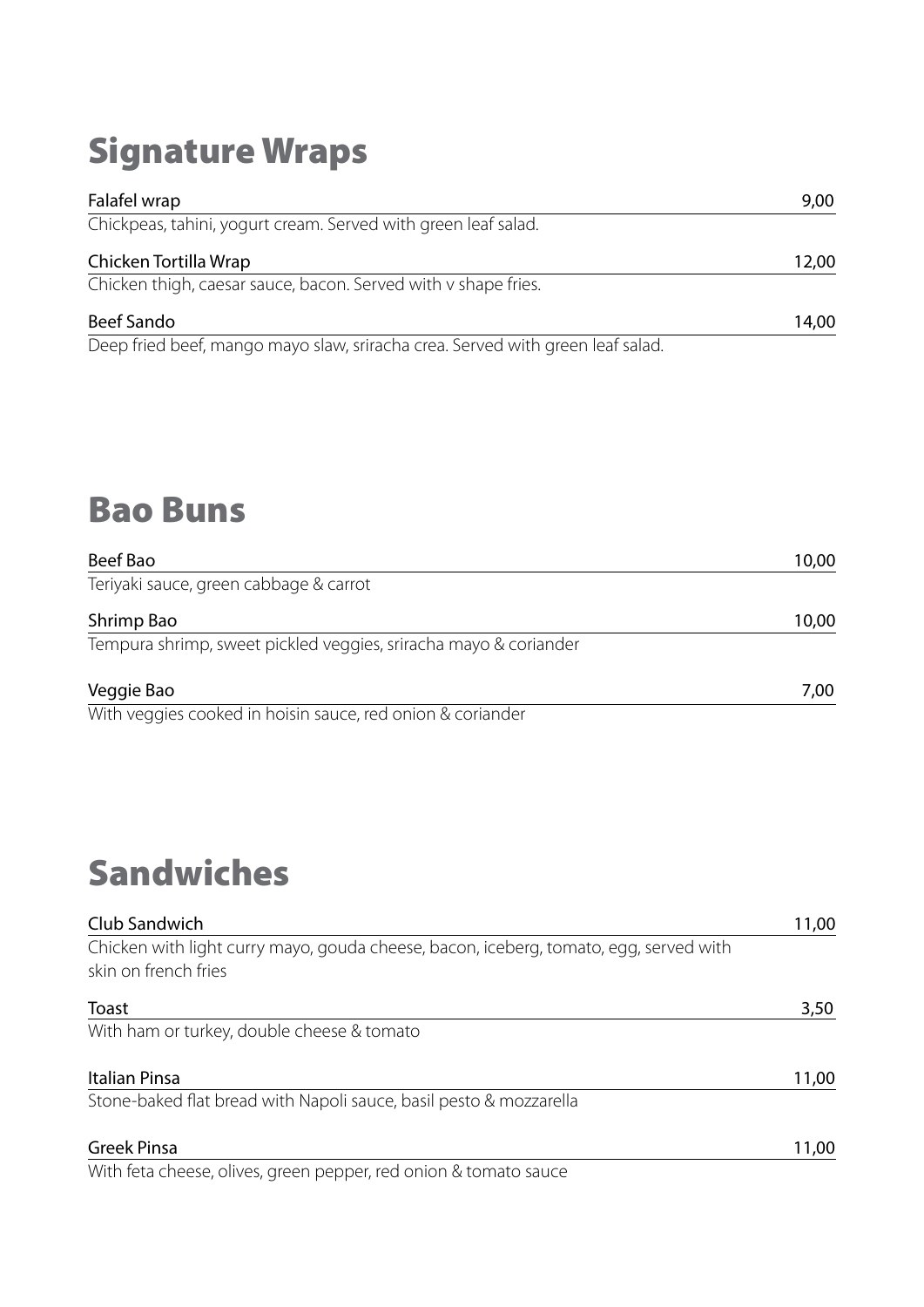## Signature Wraps

**Falafel wrap** 9,00
Chickpeas, tahini, yogurt cream. Served with green leaf salad.

**Chicken Tortilla Wrap** 12,00
Chicken thigh, caesar sauce, bacon. Served with v shape fries.

**Beef Sando** 14,00
Deep fried beef, mango mayo slaw, sriracha crea. Served with green leaf salad.

## Bao Buns

**Beef Bao** 10,00
Teriyaki sauce, green cabbage & carrot

**Shrimp Bao** 10,00
Tempura shrimp, sweet pickled veggies, sriracha mayo & coriander

**Veggie Bao** 7,00
With veggies cooked in hoisin sauce, red onion & coriander

## Sandwiches

**Club Sandwich** 11,00
Chicken with light curry mayo, gouda cheese, bacon, iceberg, tomato, egg, served with skin on french fries

**Toast** 3,50
With ham or turkey, double cheese & tomato

**Italian Pinsa** 11,00
Stone-baked flat bread with Napoli sauce, basil pesto & mozzarella

**Greek Pinsa** 11,00
With feta cheese, olives, green pepper, red onion & tomato sauce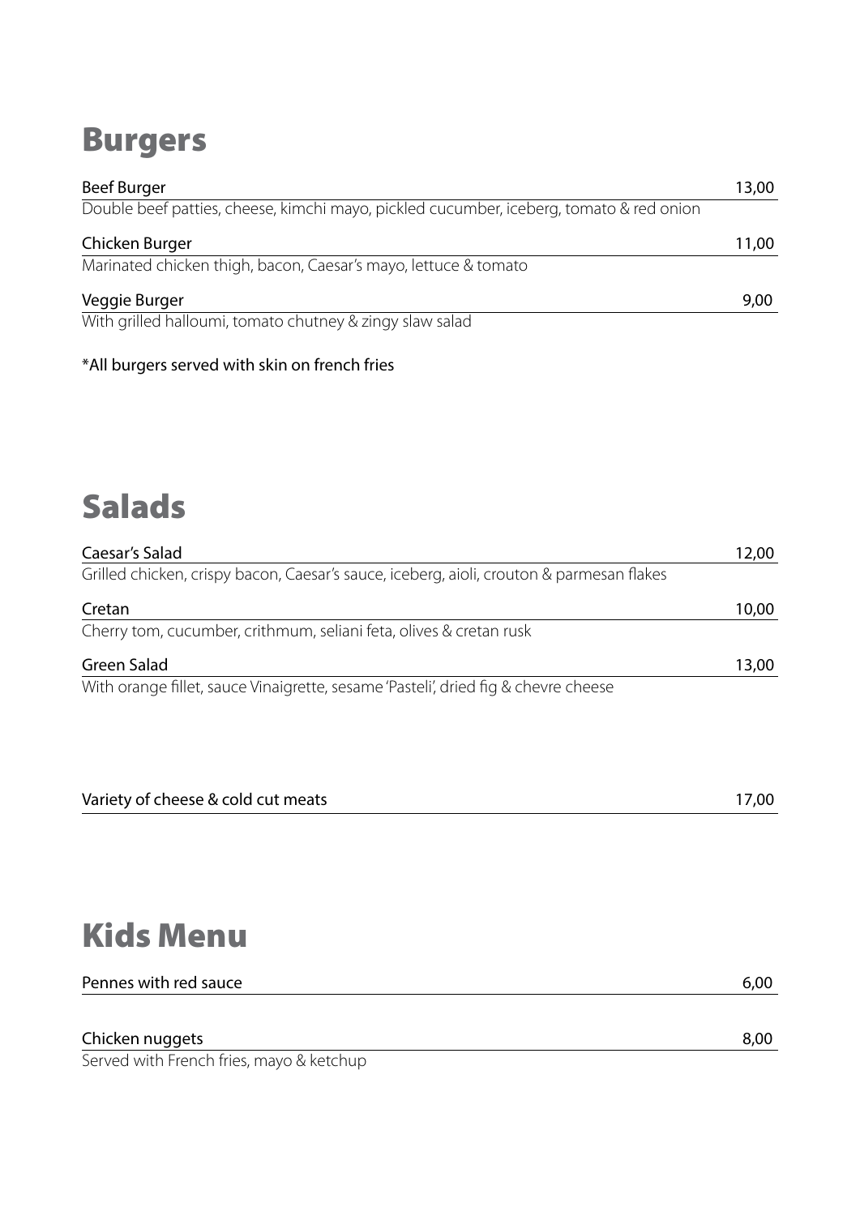## Burgers

Beef Burger 13,00

Double beef patties, cheese, kimchi mayo, pickled cucumber, iceberg, tomato & red onion

Chicken Burger 11,00

Marinated chicken thigh, bacon, Caesar's mayo, lettuce & tomato

Veggie Burger 9,00

With grilled halloumi, tomato chutney & zingy slaw salad

*All burgers served with skin on french fries

## Salads

Caesar's Salad 12,00

Grilled chicken, crispy bacon, Caesar's sauce, iceberg, aioli, crouton & parmesan flakes

Cretan 10,00

Cherry tom, cucumber, crithmum, seliani feta, olives & cretan rusk

Green Salad 13,00

With orange fillet, sauce Vinaigrette, sesame 'Pasteli', dried fig & chevre cheese

Variety of cheese & cold cut meats 17,00

## Kids Menu

Pennes with red sauce 6,00

Chicken nuggets 8,00

Served with French fries, mayo & ketchup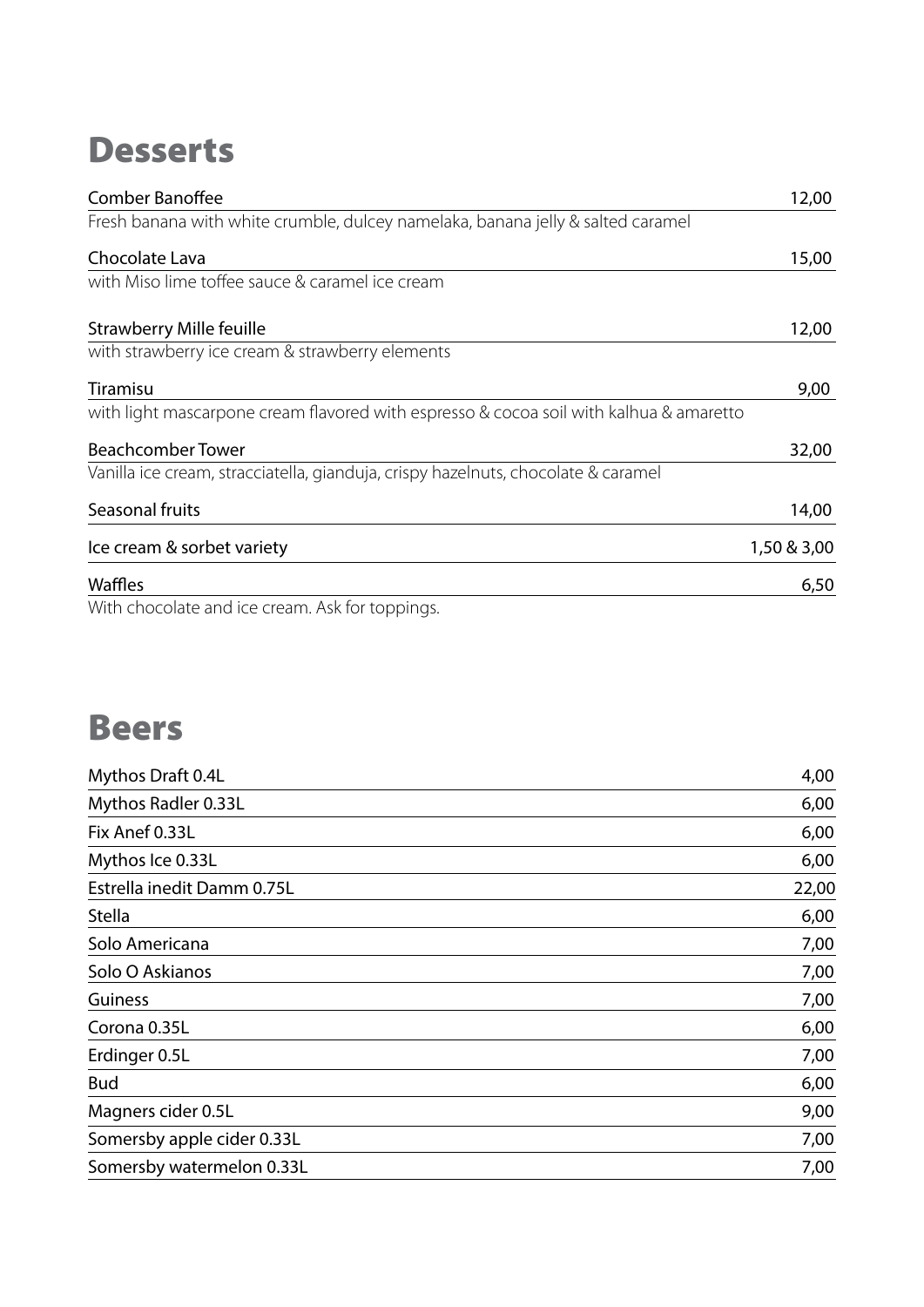# Desserts

| Item | Price |
|---|---|
| Comber Banoffee<br>Fresh banana with white crumble, dulcey namelaka, banana jelly & salted caramel | 12,00 |
| Chocolate Lava<br>with Miso lime toffee sauce & caramel ice cream | 15,00 |
| Strawberry Mille feuille<br>with strawberry ice cream & strawberry elements | 12,00 |
| Tiramisu<br>with light mascarpone cream flavored with espresso & cocoa soil with kalhua & amaretto | 9,00 |
| Beachcomber Tower<br>Vanilla ice cream, stracciatella, gianduja, crispy hazelnuts, chocolate & caramel | 32,00 |
| Seasonal fruits | 14,00 |
| Ice cream & sorbet variety | 1,50 & 3,00 |
| Waffles<br>With chocolate and ice cream. Ask for toppings. | 6,50 |

# Beers

| Item | Price |
|---|---|
| Mythos Draft 0.4L | 4,00 |
| Mythos Radler 0.33L | 6,00 |
| Fix Anef 0.33L | 6,00 |
| Mythos Ice 0.33L | 6,00 |
| Estrella inedit Damm 0.75L | 22,00 |
| Stella | 6,00 |
| Solo Americana | 7,00 |
| Solo O Askianos | 7,00 |
| Guiness | 7,00 |
| Corona 0.35L | 6,00 |
| Erdinger 0.5L | 7,00 |
| Bud | 6,00 |
| Magners cider 0.5L | 9,00 |
| Somersby apple cider 0.33L | 7,00 |
| Somersby watermelon 0.33L | 7,00 |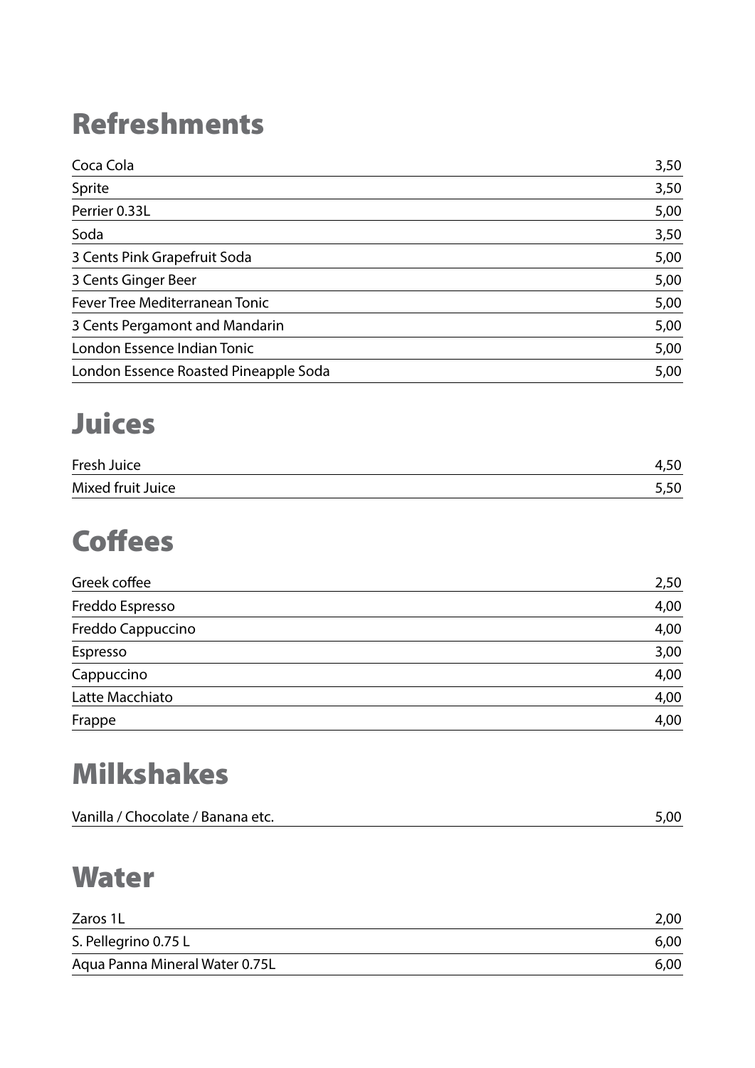## Refreshments

| | |
|---|---|
| Coca Cola | 3,50 |
| Sprite | 3,50 |
| Perrier 0.33L | 5,00 |
| Soda | 3,50 |
| 3 Cents Pink Grapefruit Soda | 5,00 |
| 3 Cents Ginger Beer | 5,00 |
| Fever Tree Mediterranean Tonic | 5,00 |
| 3 Cents Pergamont and Mandarin | 5,00 |
| London Essence Indian Tonic | 5,00 |
| London Essence Roasted Pineapple Soda | 5,00 |

## Juices

| | |
|---|---|
| Fresh Juice | 4,50 |
| Mixed fruit Juice | 5,50 |

## Coffees

| | |
|---|---|
| Greek coffee | 2,50 |
| Freddo Espresso | 4,00 |
| Freddo Cappuccino | 4,00 |
| Espresso | 3,00 |
| Cappuccino | 4,00 |
| Latte Macchiato | 4,00 |
| Frappe | 4,00 |

## Milkshakes

| | |
|---|---|
| Vanilla / Chocolate / Banana etc. | 5,00 |

## Water

| | |
|---|---|
| Zaros 1L | 2,00 |
| S. Pellegrino 0.75 L | 6,00 |
| Aqua Panna Mineral Water 0.75L | 6,00 |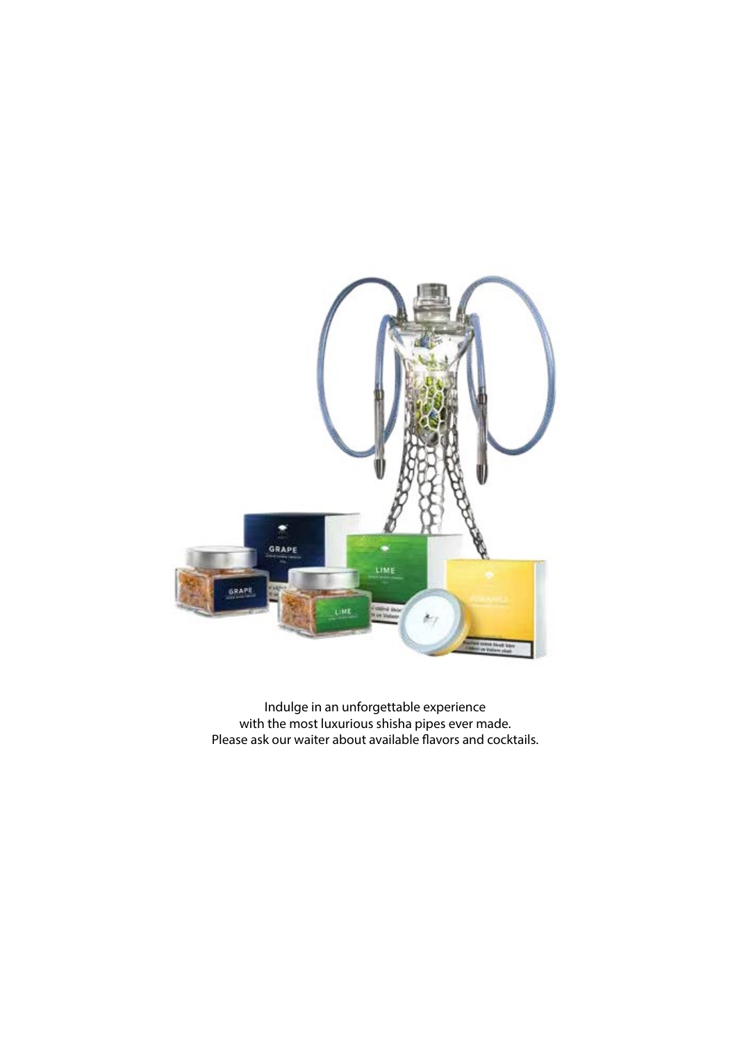Indulge in an unforgettable experience
with the most luxurious shisha pipes ever made.
Please ask our waiter about available flavors and cocktails.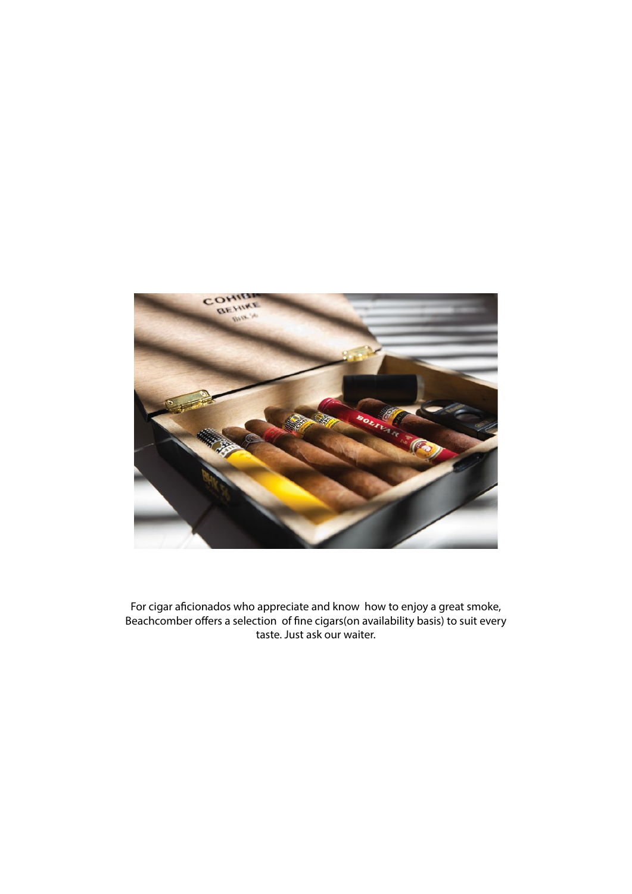For cigar aficionados who appreciate and know  how to enjoy a great smoke, Beachcomber offers a selection  of fine cigars(on availability basis) to suit every taste. Just ask our waiter.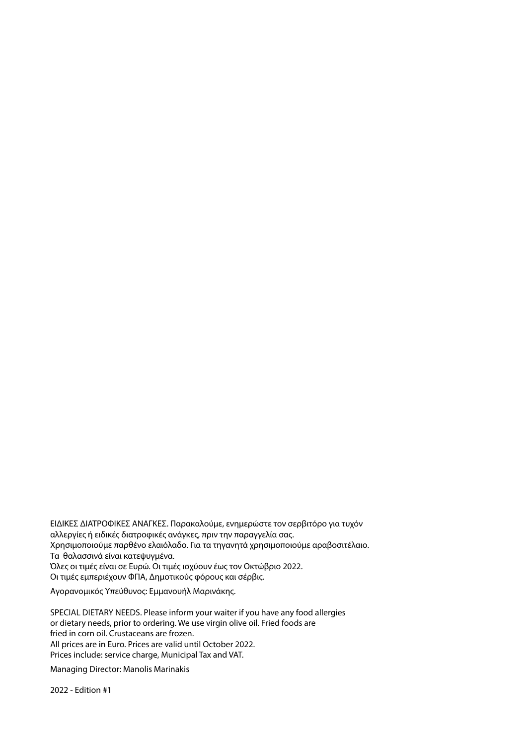ΕΙΔΙΚΕΣ ΔΙΑΤΡΟΦΙΚΕΣ ΑΝΑΓΚΕΣ. Παρακαλούμε, ενημερώστε τον σερβιτόρο για τυχόν αλλεργίες ή ειδικές διατροφικές ανάγκες, πριν την παραγγελία σας.
Χρησιμοποιούμε παρθένο ελαιόλαδο. Για τα τηγανητά χρησιμοποιούμε αραβοσιτέλαιο.
Τα θαλασσινά είναι κατεψυγμένα.
Όλες οι τιμές είναι σε Ευρώ. Οι τιμές ισχύουν έως τον Οκτώβριο 2022.
Οι τιμές εμπεριέχουν ΦΠΑ, Δημοτικούς φόρους και σέρβις.

Αγορανομικός Υπεύθυνος: Εμμανουήλ Μαρινάκης.

SPECIAL DIETARY NEEDS. Please inform your waiter if you have any food allergies or dietary needs, prior to ordering. We use virgin olive oil. Fried foods are fried in corn oil. Crustaceans are frozen.
All prices are in Euro. Prices are valid until October 2022.
Prices include: service charge, Municipal Tax and VAT.

Managing Director: Manolis Marinakis

2022 - Edition #1